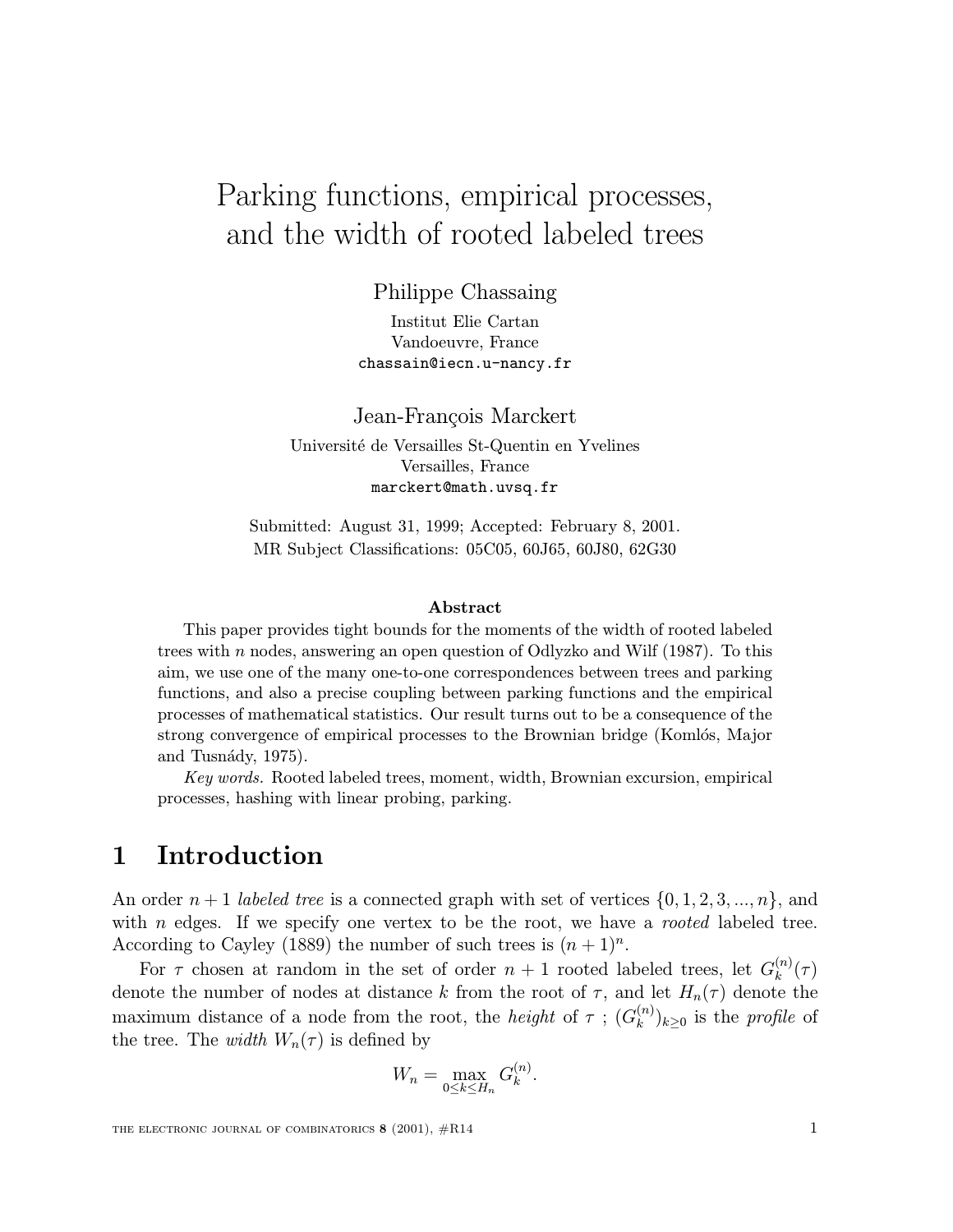# Parking functions, empirical processes, and the width of rooted labeled trees

Philippe Chassaing

Institut Elie Cartan
Vandoeuvre, France
chassain@iecn.u-nancy.fr

Jean-François Marckert

Université de Versailles St-Quentin en Yvelines
Versailles, France
marckert@math.uvsq.fr

Submitted: August 31, 1999; Accepted: February 8, 2001.
MR Subject Classifications: 05C05, 60J65, 60J80, 62G30

### Abstract

This paper provides tight bounds for the moments of the width of rooted labeled trees with $n$ nodes, answering an open question of Odlyzko and Wilf (1987). To this aim, we use one of the many one-to-one correspondences between trees and parking functions, and also a precise coupling between parking functions and the empirical processes of mathematical statistics. Our result turns out to be a consequence of the strong convergence of empirical processes to the Brownian bridge (Komlós, Major and Tusnády, 1975).

*Key words.* Rooted labeled trees, moment, width, Brownian excursion, empirical processes, hashing with linear probing, parking.

## 1 Introduction

An order $n+1$ *labeled tree* is a connected graph with set of vertices $\{0, 1, 2, 3, ..., n\}$, and with $n$ edges. If we specify one vertex to be the root, we have a *rooted* labeled tree. According to Cayley (1889) the number of such trees is $(n+1)^n$.

For $\tau$ chosen at random in the set of order $n+1$ rooted labeled trees, let $G_k^{(n)}(\tau)$ denote the number of nodes at distance $k$ from the root of $\tau$, and let $H_n(\tau)$ denote the maximum distance of a node from the root, the *height* of $\tau$ ; $(G_k^{(n)})_{k\geq 0}$ is the *profile* of the tree. The *width* $W_n(\tau)$ is defined by

$$W_n = \max_{0\leq k\leq H_n} G_k^{(n)}.$$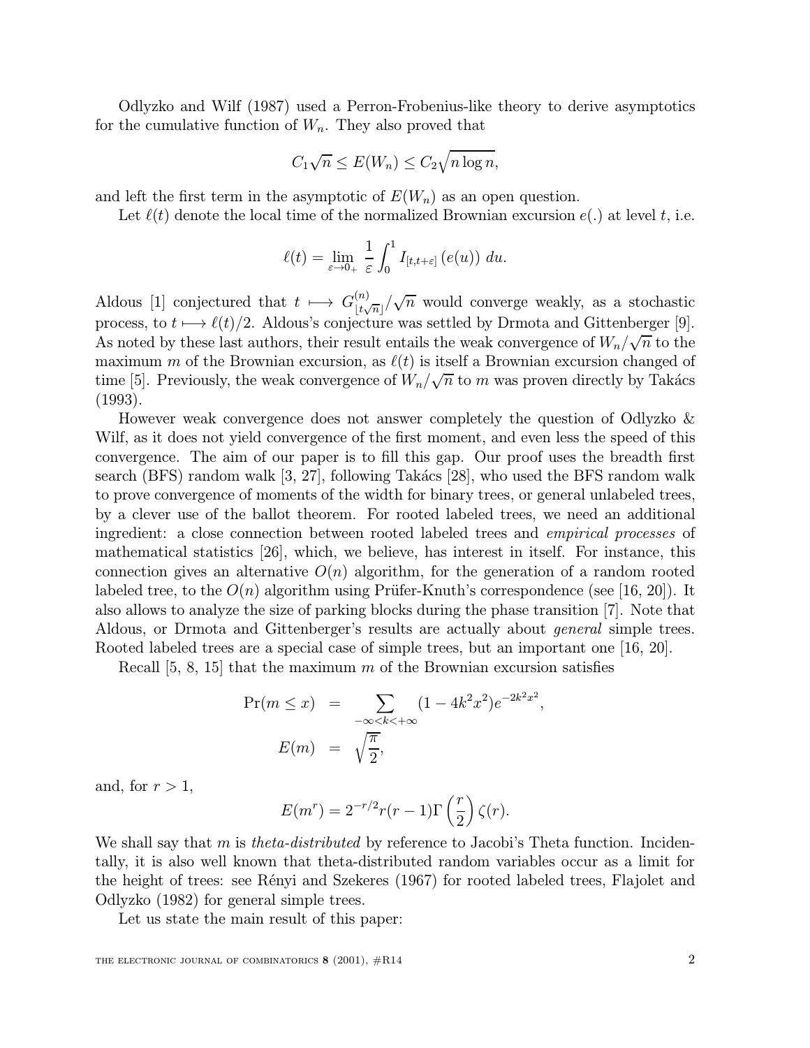Odlyzko and Wilf (1987) used a Perron-Frobenius-like theory to derive asymptotics for the cumulative function of $W_n$. They also proved that

$$C_1\sqrt{n} \leq E(W_n) \leq C_2\sqrt{n\log n},$$

and left the first term in the asymptotic of $E(W_n)$ as an open question.

Let $\ell(t)$ denote the local time of the normalized Brownian excursion $e(.)$ at level $t$, i.e.

$$\ell(t) = \lim_{\varepsilon \to 0_+} \frac{1}{\varepsilon}\int_0^1 I_{[t,t+\varepsilon]}\left(e(u)\right)\, du.$$

Aldous [1] conjectured that $t \longmapsto G^{(n)}_{[t\sqrt{n}]}/\sqrt{n}$ would converge weakly, as a stochastic process, to $t \longmapsto \ell(t)/2$. Aldous's conjecture was settled by Drmota and Gittenberger [9]. As noted by these last authors, their result entails the weak convergence of $W_n/\sqrt{n}$ to the maximum $m$ of the Brownian excursion, as $\ell(t)$ is itself a Brownian excursion changed of time [5]. Previously, the weak convergence of $W_n/\sqrt{n}$ to $m$ was proven directly by Takács (1993).

However weak convergence does not answer completely the question of Odlyzko & Wilf, as it does not yield convergence of the first moment, and even less the speed of this convergence. The aim of our paper is to fill this gap. Our proof uses the breadth first search (BFS) random walk [3, 27], following Takács [28], who used the BFS random walk to prove convergence of moments of the width for binary trees, or general unlabeled trees, by a clever use of the ballot theorem. For rooted labeled trees, we need an additional ingredient: a close connection between rooted labeled trees and *empirical processes* of mathematical statistics [26], which, we believe, has interest in itself. For instance, this connection gives an alternative $O(n)$ algorithm, for the generation of a random rooted labeled tree, to the $O(n)$ algorithm using Prüfer-Knuth's correspondence (see [16, 20]). It also allows to analyze the size of parking blocks during the phase transition [7]. Note that Aldous, or Drmota and Gittenberger's results are actually about *general* simple trees. Rooted labeled trees are a special case of simple trees, but an important one [16, 20].

Recall [5, 8, 15] that the maximum $m$ of the Brownian excursion satisfies

$$\begin{aligned}
\Pr(m \leq x) &= \sum_{-\infty<k<+\infty} (1-4k^2x^2)e^{-2k^2x^2}, \\
E(m) &= \sqrt{\frac{\pi}{2}},
\end{aligned}$$

and, for $r > 1$,

$$E(m^r) = 2^{-r/2}r(r-1)\Gamma\left(\frac{r}{2}\right)\zeta(r).$$

We shall say that $m$ is *theta-distributed* by reference to Jacobi's Theta function. Incidentally, it is also well known that theta-distributed random variables occur as a limit for the height of trees: see Rényi and Szekeres (1967) for rooted labeled trees, Flajolet and Odlyzko (1982) for general simple trees.

Let us state the main result of this paper: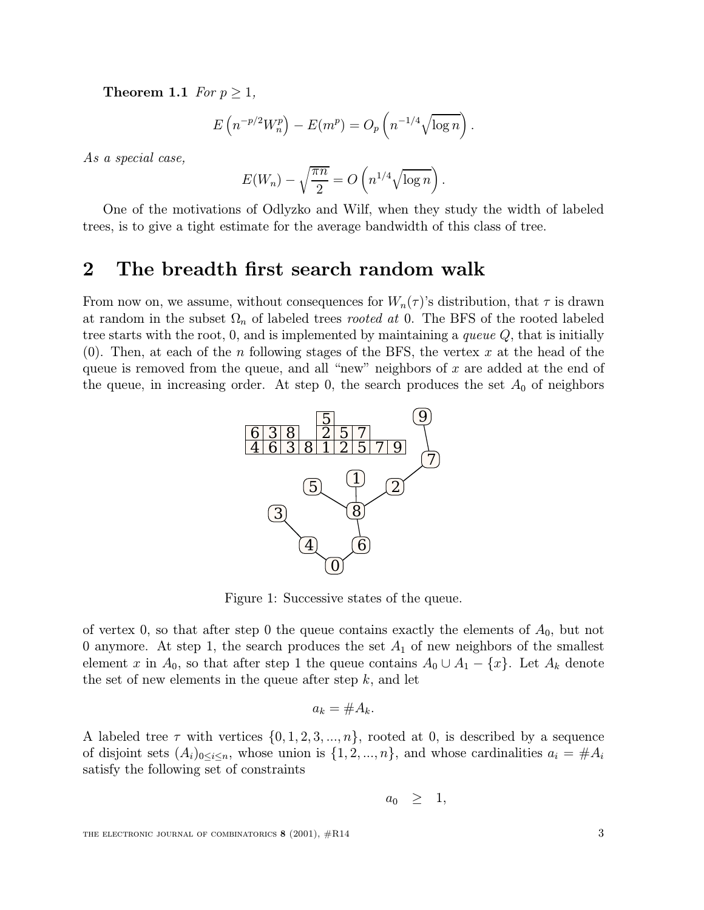**Theorem 1.1** *For $p \geq 1$,*

$$E\left(n^{-p/2} W_n^p\right) - E(m^p) = O_p\left(n^{-1/4}\sqrt{\log n}\right).$$

*As a special case,*

$$E(W_n) - \sqrt{\frac{\pi n}{2}} = O\left(n^{1/4}\sqrt{\log n}\right).$$

One of the motivations of Odlyzko and Wilf, when they study the width of labeled trees, is to give a tight estimate for the average bandwidth of this class of tree.

## 2 The breadth first search random walk

From now on, we assume, without consequences for $W_n(\tau)$'s distribution, that $\tau$ is drawn at random in the subset $\Omega_n$ of labeled trees *rooted at* 0. The BFS of the rooted labeled tree starts with the root, 0, and is implemented by maintaining a *queue* $Q$, that is initially (0). Then, at each of the $n$ following stages of the BFS, the vertex $x$ at the head of the queue is removed from the queue, and all "new" neighbors of $x$ are added at the end of the queue, in increasing order. At step 0, the search produces the set $A_0$ of neighbors

Figure 1: Successive states of the queue.

of vertex 0, so that after step 0 the queue contains exactly the elements of $A_0$, but not 0 anymore. At step 1, the search produces the set $A_1$ of new neighbors of the smallest element $x$ in $A_0$, so that after step 1 the queue contains $A_0 \cup A_1 - \{x\}$. Let $A_k$ denote the set of new elements in the queue after step $k$, and let

$$a_k = \# A_k.$$

A labeled tree $\tau$ with vertices $\{0, 1, 2, 3, ..., n\}$, rooted at 0, is described by a sequence of disjoint sets $(A_i)_{0 \leq i \leq n}$, whose union is $\{1, 2, ..., n\}$, and whose cardinalities $a_i = \# A_i$ satisfy the following set of constraints

$$a_0 \geq 1,$$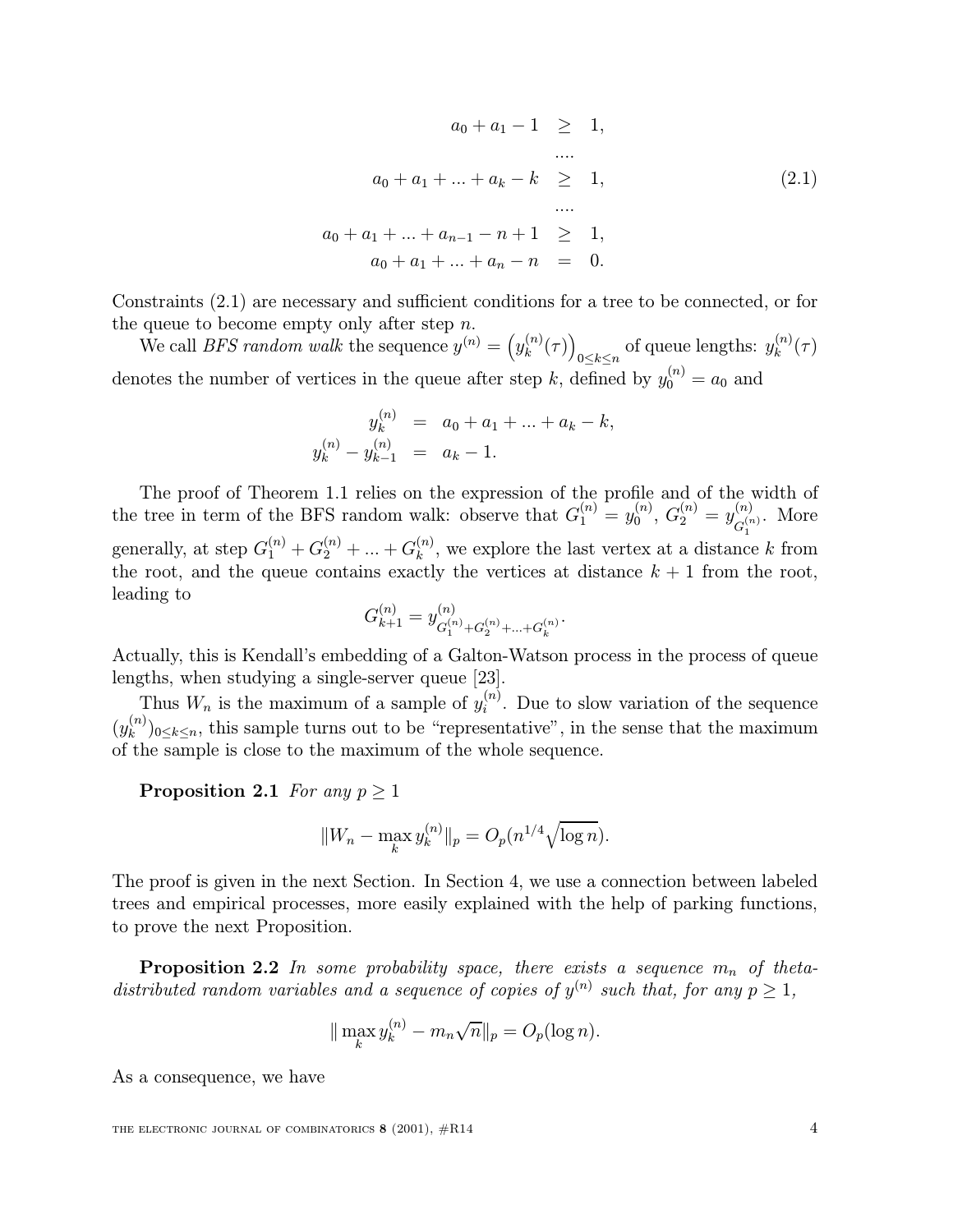$$
\begin{aligned}
a_0 + a_1 - 1 &\geq 1, \\
&\cdots\cdot \\
a_0 + a_1 + ... + a_k - k &\geq 1, \\
&\cdots\cdot \\
a_0 + a_1 + ... + a_{n-1} - n + 1 &\geq 1, \\
a_0 + a_1 + ... + a_n - n &= 0.
\end{aligned}
\tag{2.1}
$$

Constraints (2.1) are necessary and sufficient conditions for a tree to be connected, or for the queue to become empty only after step $n$.

We call *BFS random walk* the sequence $y^{(n)} = \left(y_k^{(n)}(\tau)\right)_{0 \leq k \leq n}$ of queue lengths: $y_k^{(n)}(\tau)$ denotes the number of vertices in the queue after step $k$, defined by $y_0^{(n)} = a_0$ and

$$
\begin{aligned}
y_k^{(n)} &= a_0 + a_1 + ... + a_k - k, \\
y_k^{(n)} - y_{k-1}^{(n)} &= a_k - 1.
\end{aligned}
$$

The proof of Theorem 1.1 relies on the expression of the profile and of the width of the tree in term of the BFS random walk: observe that $G_1^{(n)} = y_0^{(n)}$, $G_2^{(n)} = y_{G_1^{(n)}}^{(n)}$. More generally, at step $G_1^{(n)} + G_2^{(n)} + ... + G_k^{(n)}$, we explore the last vertex at a distance $k$ from the root, and the queue contains exactly the vertices at distance $k+1$ from the root, leading to

$$
G_{k+1}^{(n)} = y_{G_1^{(n)} + G_2^{(n)} + ... + G_k^{(n)}}^{(n)}.
$$

Actually, this is Kendall's embedding of a Galton-Watson process in the process of queue lengths, when studying a single-server queue [23].

Thus $W_n$ is the maximum of a sample of $y_i^{(n)}$. Due to slow variation of the sequence $(y_k^{(n)})_{0 \leq k \leq n}$, this sample turns out to be "representative", in the sense that the maximum of the sample is close to the maximum of the whole sequence.

**Proposition 2.1** *For any* $p \geq 1$

$$
\|W_n - \max_k y_k^{(n)}\|_p = O_p(n^{1/4}\sqrt{\log n}).
$$

The proof is given in the next Section. In Section 4, we use a connection between labeled trees and empirical processes, more easily explained with the help of parking functions, to prove the next Proposition.

**Proposition 2.2** *In some probability space, there exists a sequence* $m_n$ *of theta-distributed random variables and a sequence of copies of* $y^{(n)}$ *such that, for any* $p \geq 1$*,*

$$
\| \max_k y_k^{(n)} - m_n\sqrt{n}\|_p = O_p(\log n).
$$

As a consequence, we have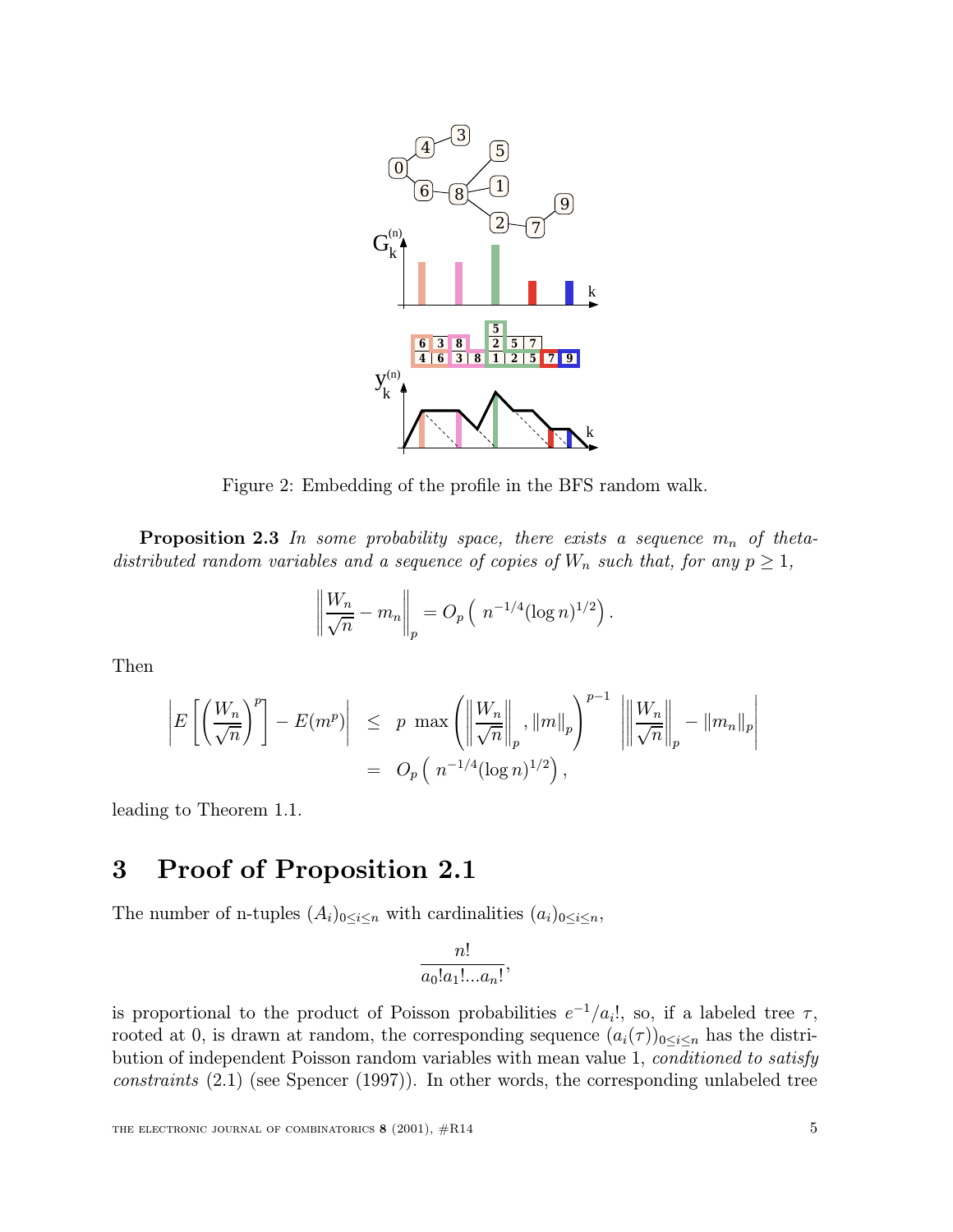Figure 2: Embedding of the profile in the BFS random walk.

**Proposition 2.3** *In some probability space, there exists a sequence $m_n$ of theta-distributed random variables and a sequence of copies of $W_n$ such that, for any $p \geq 1$,*

$$\left\| \frac{W_n}{\sqrt{n}} - m_n \right\|_p = O_p\left( n^{-1/4} (\log n)^{1/2} \right).$$

Then

$$\begin{aligned}
\left| E\left[ \left( \frac{W_n}{\sqrt{n}} \right)^p \right] - E(m^p) \right| &\leq p \max\left( \left\| \frac{W_n}{\sqrt{n}} \right\|_p, \|m\|_p \right)^{p-1} \left| \left\| \frac{W_n}{\sqrt{n}} \right\|_p - \|m_n\|_p \right| \\
&= O_p\left( n^{-1/4} (\log n)^{1/2} \right),
\end{aligned}$$

leading to Theorem 1.1.

# 3 Proof of Proposition 2.1

The number of n-tuples $(A_i)_{0 \leq i \leq n}$ with cardinalities $(a_i)_{0 \leq i \leq n}$,

$$\frac{n!}{a_0! a_1! \ldots a_n!},$$

is proportional to the product of Poisson probabilities $e^{-1}/a_i!$, so, if a labeled tree $\tau$, rooted at 0, is drawn at random, the corresponding sequence $(a_i(\tau))_{0 \leq i \leq n}$ has the distribution of independent Poisson random variables with mean value 1, *conditioned to satisfy constraints* (2.1) (see Spencer (1997)). In other words, the corresponding unlabeled tree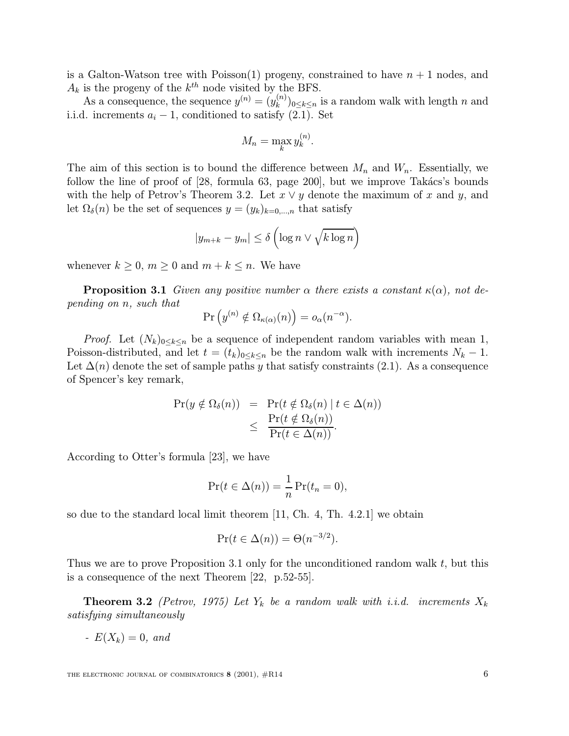is a Galton-Watson tree with Poisson(1) progeny, constrained to have $n+1$ nodes, and $A_k$ is the progeny of the $k^{th}$ node visited by the BFS.

As a consequence, the sequence $y^{(n)} = (y_k^{(n)})_{0\leq k\leq n}$ is a random walk with length $n$ and i.i.d. increments $a_i - 1$, conditioned to satisfy (2.1). Set

$$M_n = \max_k y_k^{(n)}.$$

The aim of this section is to bound the difference between $M_n$ and $W_n$. Essentially, we follow the line of proof of [28, formula 63, page 200], but we improve Takács's bounds with the help of Petrov's Theorem 3.2. Let $x \vee y$ denote the maximum of $x$ and $y$, and let $\Omega_\delta(n)$ be the set of sequences $y = (y_k)_{k=0,\ldots,n}$ that satisfy

$$|y_{m+k} - y_m| \leq \delta \left(\log n \vee \sqrt{k \log n}\right)$$

whenever $k \geq 0$, $m \geq 0$ and $m + k \leq n$. We have

**Proposition 3.1** *Given any positive number $\alpha$ there exists a constant $\kappa(\alpha)$, not depending on $n$, such that*

$$\Pr\left(y^{(n)} \notin \Omega_{\kappa(\alpha)}(n)\right) = o_\alpha(n^{-\alpha}).$$

*Proof.* Let $(N_k)_{0\leq k\leq n}$ be a sequence of independent random variables with mean 1, Poisson-distributed, and let $t = (t_k)_{0\leq k\leq n}$ be the random walk with increments $N_k - 1$. Let $\Delta(n)$ denote the set of sample paths $y$ that satisfy constraints (2.1). As a consequence of Spencer's key remark,

$$\begin{aligned}
\Pr(y \notin \Omega_\delta(n)) &= \Pr(t \notin \Omega_\delta(n) \mid t \in \Delta(n)) \\
&\leq \frac{\Pr(t \notin \Omega_\delta(n))}{\Pr(t \in \Delta(n))}.
\end{aligned}$$

According to Otter's formula [23], we have

$$\Pr(t \in \Delta(n)) = \frac{1}{n}\Pr(t_n = 0),$$

so due to the standard local limit theorem [11, Ch. 4, Th. 4.2.1] we obtain

$$\Pr(t \in \Delta(n)) = \Theta(n^{-3/2}).$$

Thus we are to prove Proposition 3.1 only for the unconditioned random walk $t$, but this is a consequence of the next Theorem [22, p.52-55].

**Theorem 3.2** *(Petrov, 1975) Let $Y_k$ be a random walk with i.i.d. increments $X_k$ satisfying simultaneously*

- *$E(X_k) = 0$, and*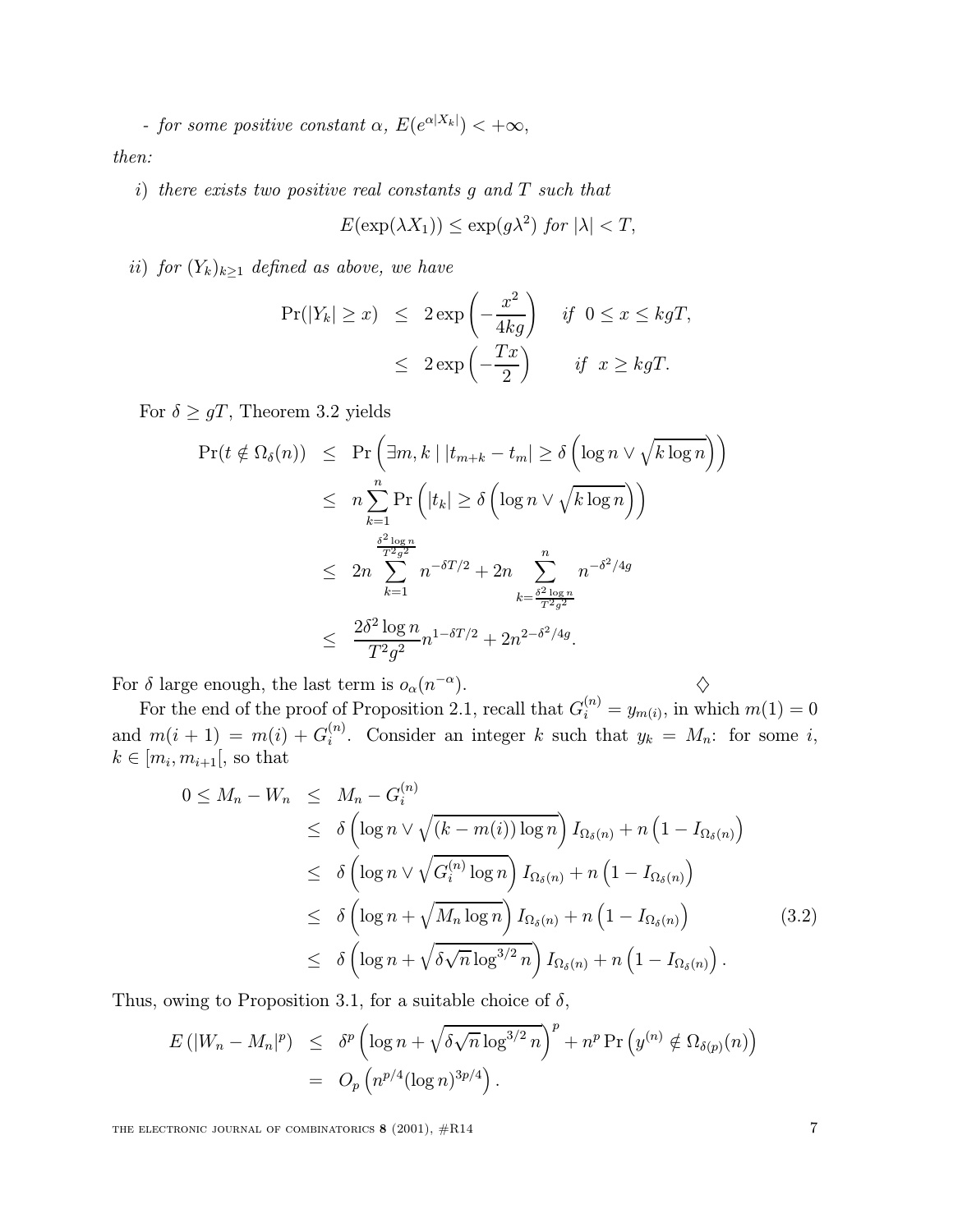- *for some positive constant $\alpha$, $E(e^{\alpha|X_k|}) < +\infty$,*

*then:*

*i) there exists two positive real constants $g$ and $T$ such that*

$$E(\exp(\lambda X_1)) \leq \exp(g\lambda^2) \text{ for } |\lambda| < T,$$

*ii) for $(Y_k)_{k\geq 1}$ defined as above, we have*

$$\begin{aligned}
\Pr(|Y_k| \geq x) &\leq 2\exp\left(-\frac{x^2}{4kg}\right) \quad \text{if } 0 \leq x \leq kgT, \\
&\leq 2\exp\left(-\frac{Tx}{2}\right) \quad \text{if } x \geq kgT.
\end{aligned}$$

For $\delta \geq gT$, Theorem 3.2 yields

$$\begin{aligned}
\Pr(t \notin \Omega_\delta(n)) &\leq \Pr\left(\exists m,k \mid |t_{m+k} - t_m| \geq \delta\left(\log n \vee \sqrt{k\log n}\right)\right) \\
&\leq n\sum_{k=1}^{n} \Pr\left(|t_k| \geq \delta\left(\log n \vee \sqrt{k\log n}\right)\right) \\
&\leq 2n \sum_{k=1}^{\frac{\delta^2 \log n}{T^2 g^2}} n^{-\delta T/2} + 2n \sum_{k=\frac{\delta^2\log n}{T^2g^2}}^{n} n^{-\delta^2/4g} \\
&\leq \frac{2\delta^2 \log n}{T^2 g^2} n^{1-\delta T/2} + 2n^{2-\delta^2/4g}.
\end{aligned}$$

For $\delta$ large enough, the last term is $o_\alpha(n^{-\alpha})$. $\diamondsuit$

For the end of the proof of Proposition 2.1, recall that $G_i^{(n)} = y_{m(i)}$, in which $m(1) = 0$ and $m(i+1) = m(i) + G_i^{(n)}$. Consider an integer $k$ such that $y_k = M_n$: for some $i$, $k \in [m_i, m_{i+1}[$, so that

$$\begin{aligned}
0 \leq M_n - W_n &\leq M_n - G_i^{(n)} \\
&\leq \delta\left(\log n \vee \sqrt{(k - m(i))\log n}\right) I_{\Omega_\delta(n)} + n\left(1 - I_{\Omega_\delta(n)}\right) \\
&\leq \delta\left(\log n \vee \sqrt{G_i^{(n)} \log n}\right) I_{\Omega_\delta(n)} + n\left(1 - I_{\Omega_\delta(n)}\right) \\
&\leq \delta\left(\log n + \sqrt{M_n \log n}\right) I_{\Omega_\delta(n)} + n\left(1 - I_{\Omega_\delta(n)}\right) \qquad (3.2) \\
&\leq \delta\left(\log n + \sqrt{\delta\sqrt{n}\log^{3/2} n}\right) I_{\Omega_\delta(n)} + n\left(1 - I_{\Omega_\delta(n)}\right).
\end{aligned}$$

Thus, owing to Proposition 3.1, for a suitable choice of $\delta$,

$$\begin{aligned}
E\left(|W_n - M_n|^p\right) &\leq \delta^p \left(\log n + \sqrt{\delta\sqrt{n}\log^{3/2} n}\right)^p + n^p \Pr\left(y^{(n)} \notin \Omega_{\delta(p)}(n)\right) \\
&= O_p\left(n^{p/4} (\log n)^{3p/4}\right).
\end{aligned}$$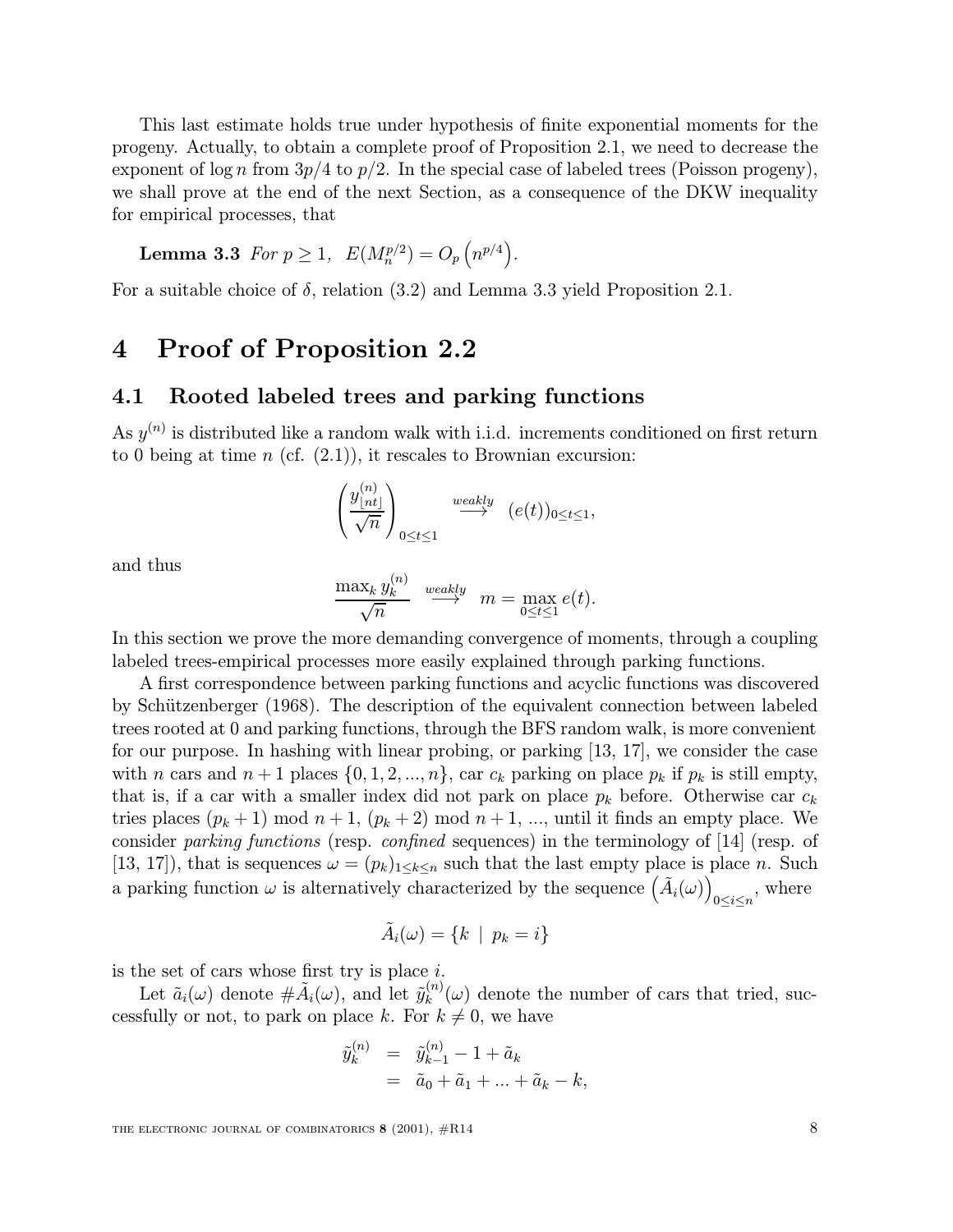This last estimate holds true under hypothesis of finite exponential moments for the progeny. Actually, to obtain a complete proof of Proposition 2.1, we need to decrease the exponent of $\log n$ from $3p/4$ to $p/2$. In the special case of labeled trees (Poisson progeny), we shall prove at the end of the next Section, as a consequence of the DKW inequality for empirical processes, that

**Lemma 3.3** *For* $p \geq 1$, $E(M_n^{p/2}) = O_p\left(n^{p/4}\right)$.

For a suitable choice of $\delta$, relation (3.2) and Lemma 3.3 yield Proposition 2.1.

# 4 Proof of Proposition 2.2

## 4.1 Rooted labeled trees and parking functions

As $y^{(n)}$ is distributed like a random walk with i.i.d. increments conditioned on first return to 0 being at time $n$ (cf. (2.1)), it rescales to Brownian excursion:

$$\left(\frac{y^{(n)}_{\lfloor nt \rfloor}}{\sqrt{n}}\right)_{0 \leq t \leq 1} \overset{weakly}{\longrightarrow} (e(t))_{0 \leq t \leq 1},$$

and thus

$$\frac{\max_k y^{(n)}_k}{\sqrt{n}} \overset{weakly}{\longrightarrow} m = \max_{0 \leq t \leq 1} e(t).$$

In this section we prove the more demanding convergence of moments, through a coupling labeled trees-empirical processes more easily explained through parking functions.

A first correspondence between parking functions and acyclic functions was discovered by Schützenberger (1968). The description of the equivalent connection between labeled trees rooted at 0 and parking functions, through the BFS random walk, is more convenient for our purpose. In hashing with linear probing, or parking [13, 17], we consider the case with $n$ cars and $n+1$ places $\{0, 1, 2, ..., n\}$, car $c_k$ parking on place $p_k$ if $p_k$ is still empty, that is, if a car with a smaller index did not park on place $p_k$ before. Otherwise car $c_k$ tries places $(p_k + 1) \bmod n+1$, $(p_k + 2) \bmod n+1$, ..., until it finds an empty place. We consider *parking functions* (resp. *confined* sequences) in the terminology of [14] (resp. of [13, 17]), that is sequences $\omega = (p_k)_{1 \leq k \leq n}$ such that the last empty place is place $n$. Such a parking function $\omega$ is alternatively characterized by the sequence $\left(\tilde{A}_i(\omega)\right)_{0 \leq i \leq n}$, where

$$\tilde{A}_i(\omega) = \{k \mid p_k = i\}$$

is the set of cars whose first try is place $i$.

Let $\tilde{a}_i(\omega)$ denote $\#\tilde{A}_i(\omega)$, and let $\tilde{y}^{(n)}_k(\omega)$ denote the number of cars that tried, successfully or not, to park on place $k$. For $k \neq 0$, we have

$$\begin{aligned} \tilde{y}^{(n)}_k &= \tilde{y}^{(n)}_{k-1} - 1 + \tilde{a}_k \\ &= \tilde{a}_0 + \tilde{a}_1 + ... + \tilde{a}_k - k, \end{aligned}$$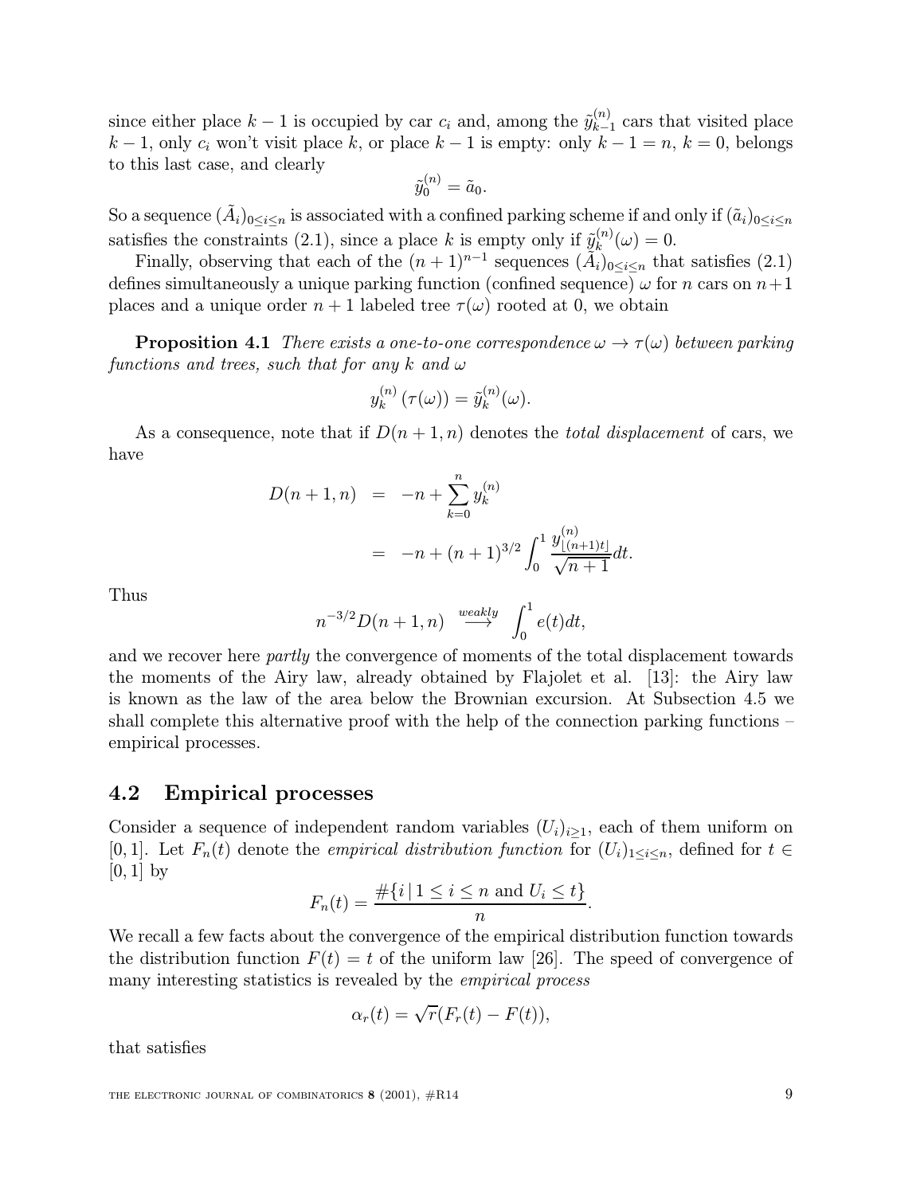since either place $k-1$ is occupied by car $c_i$ and, among the $\tilde{y}_{k-1}^{(n)}$ cars that visited place $k-1$, only $c_i$ won't visit place $k$, or place $k-1$ is empty: only $k-1=n$, $k=0$, belongs to this last case, and clearly

$$\tilde{y}_0^{(n)} = \tilde{a}_0.$$

So a sequence $(\tilde{A}_i)_{0\leq i\leq n}$ is associated with a confined parking scheme if and only if $(\tilde{a}_i)_{0\leq i\leq n}$ satisfies the constraints (2.1), since a place $k$ is empty only if $\tilde{y}_k^{(n)}(\omega) = 0$.

Finally, observing that each of the $(n+1)^{n-1}$ sequences $(\tilde{A}_i)_{0\leq i\leq n}$ that satisfies (2.1) defines simultaneously a unique parking function (confined sequence) $\omega$ for $n$ cars on $n+1$ places and a unique order $n+1$ labeled tree $\tau(\omega)$ rooted at 0, we obtain

**Proposition 4.1** *There exists a one-to-one correspondence $\omega \to \tau(\omega)$ between parking functions and trees, such that for any $k$ and $\omega$*

$$y_k^{(n)}\left(\tau(\omega)\right) = \tilde{y}_k^{(n)}(\omega).$$

As a consequence, note that if $D(n+1,n)$ denotes the *total displacement* of cars, we have

$$\begin{aligned} D(n+1,n) &= -n + \sum_{k=0}^{n} y_k^{(n)} \\ &= -n + (n+1)^{3/2} \int_0^1 \frac{y_{\lfloor (n+1)t \rfloor}^{(n)}}{\sqrt{n+1}} dt. \end{aligned}$$

Thus

$$n^{-3/2} D(n+1,n) \overset{weakly}{\longrightarrow} \int_0^1 e(t)dt,$$

and we recover here *partly* the convergence of moments of the total displacement towards the moments of the Airy law, already obtained by Flajolet et al. [13]: the Airy law is known as the law of the area below the Brownian excursion. At Subsection 4.5 we shall complete this alternative proof with the help of the connection parking functions – empirical processes.

## 4.2 Empirical processes

Consider a sequence of independent random variables $(U_i)_{i\geq 1}$, each of them uniform on $[0,1]$. Let $F_n(t)$ denote the *empirical distribution function* for $(U_i)_{1\leq i\leq n}$, defined for $t \in [0,1]$ by

$$F_n(t) = \frac{\#\{i \,|\, 1 \leq i \leq n \text{ and } U_i \leq t\}}{n}.$$

We recall a few facts about the convergence of the empirical distribution function towards the distribution function $F(t) = t$ of the uniform law [26]. The speed of convergence of many interesting statistics is revealed by the *empirical process*

$$\alpha_r(t) = \sqrt{r}(F_r(t) - F(t)),$$

that satisfies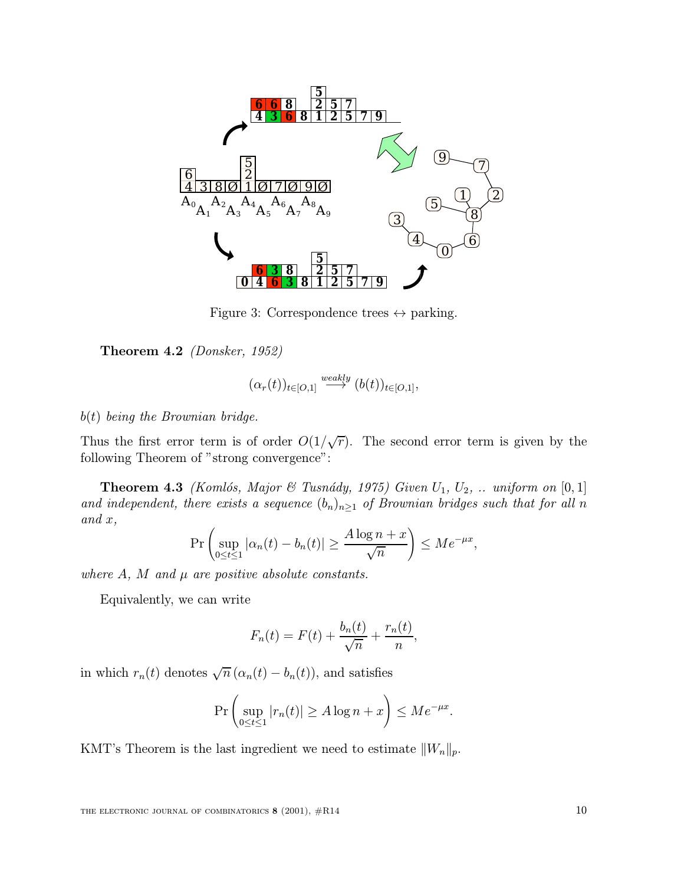Figure 3: Correspondence trees ↔ parking.

**Theorem 4.2** *(Donsker, 1952)*

$$(\alpha_r(t))_{t\in[O,1]} \overset{weakly}{\longrightarrow} (b(t))_{t\in[O,1]},$$

*$b(t)$ being the Brownian bridge.*

Thus the first error term is of order $O(1/\sqrt{r})$. The second error term is given by the following Theorem of "strong convergence":

**Theorem 4.3** *(Komlós, Major & Tusnády, 1975) Given $U_1$, $U_2$, .. uniform on $[0,1]$ and independent, there exists a sequence $(b_n)_{n\geq 1}$ of Brownian bridges such that for all $n$ and $x$,*

$$\Pr\left(\sup_{0\leq t\leq 1} |\alpha_n(t) - b_n(t)| \geq \frac{A\log n + x}{\sqrt{n}}\right) \leq Me^{-\mu x},$$

*where $A$, $M$ and $\mu$ are positive absolute constants.*

Equivalently, we can write

$$F_n(t) = F(t) + \frac{b_n(t)}{\sqrt{n}} + \frac{r_n(t)}{n},$$

in which $r_n(t)$ denotes $\sqrt{n}\,(\alpha_n(t) - b_n(t))$, and satisfies

$$\Pr\left(\sup_{0\leq t\leq 1} |r_n(t)| \geq A\log n + x\right) \leq Me^{-\mu x}.$$

KMT's Theorem is the last ingredient we need to estimate $\|W_n\|_p$.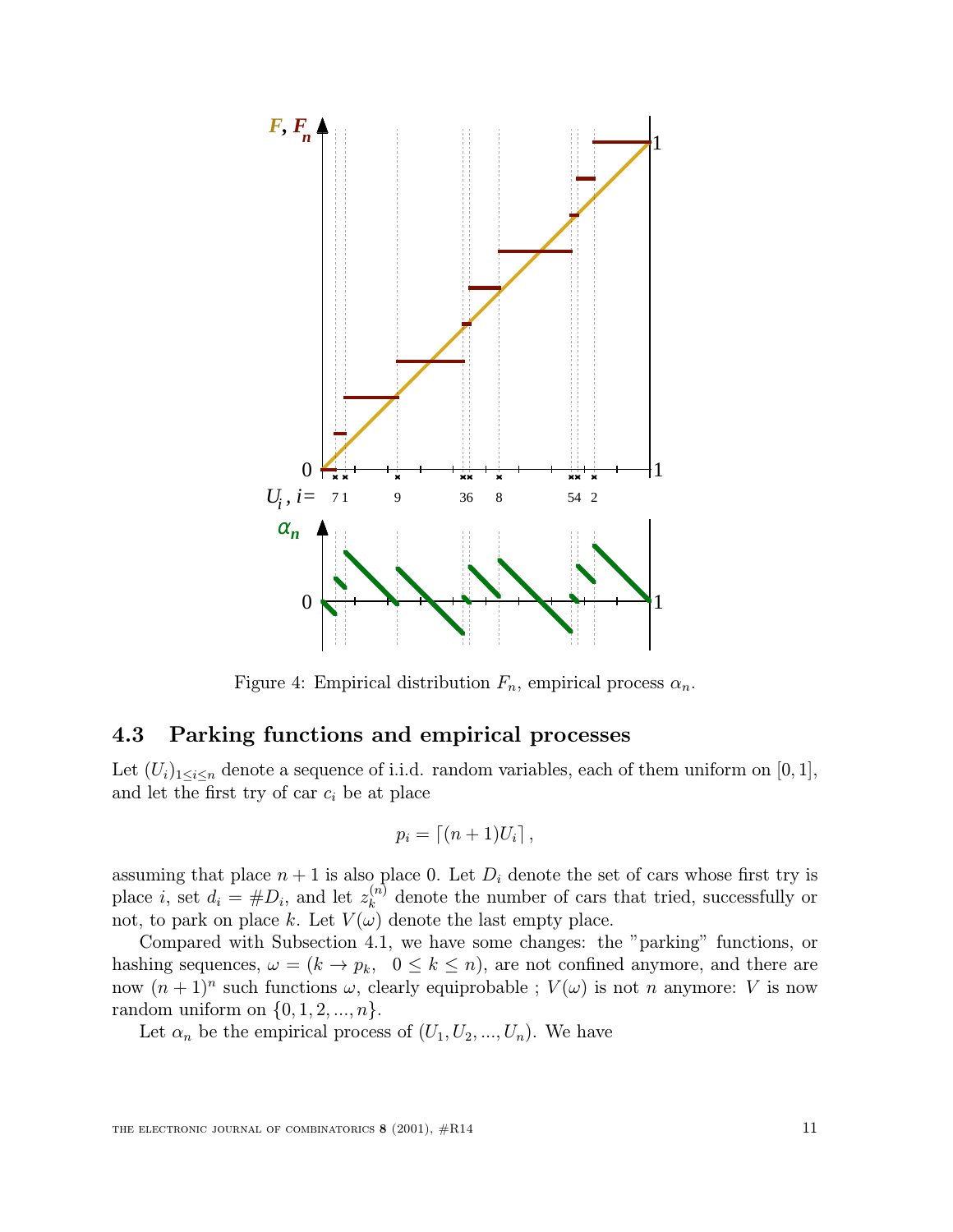Figure 4: Empirical distribution $F_n$, empirical process $\alpha_n$.

### 4.3 Parking functions and empirical processes

Let $(U_i)_{1\leq i\leq n}$ denote a sequence of i.i.d. random variables, each of them uniform on $[0,1]$, and let the first try of car $c_i$ be at place

$$p_i = \lceil (n+1)U_i \rceil ,$$

assuming that place $n+1$ is also place 0. Let $D_i$ denote the set of cars whose first try is place $i$, set $d_i = \#D_i$, and let $z_k^{(n)}$ denote the number of cars that tried, successfully or not, to park on place $k$. Let $V(\omega)$ denote the last empty place.

Compared with Subsection 4.1, we have some changes: the "parking" functions, or hashing sequences, $\omega = (k \to p_k, \ \ 0 \leq k \leq n)$, are not confined anymore, and there are now $(n+1)^n$ such functions $\omega$, clearly equiprobable ; $V(\omega)$ is not $n$ anymore: $V$ is now random uniform on $\{0, 1, 2, ..., n\}$.

Let $\alpha_n$ be the empirical process of $(U_1, U_2, ..., U_n)$. We have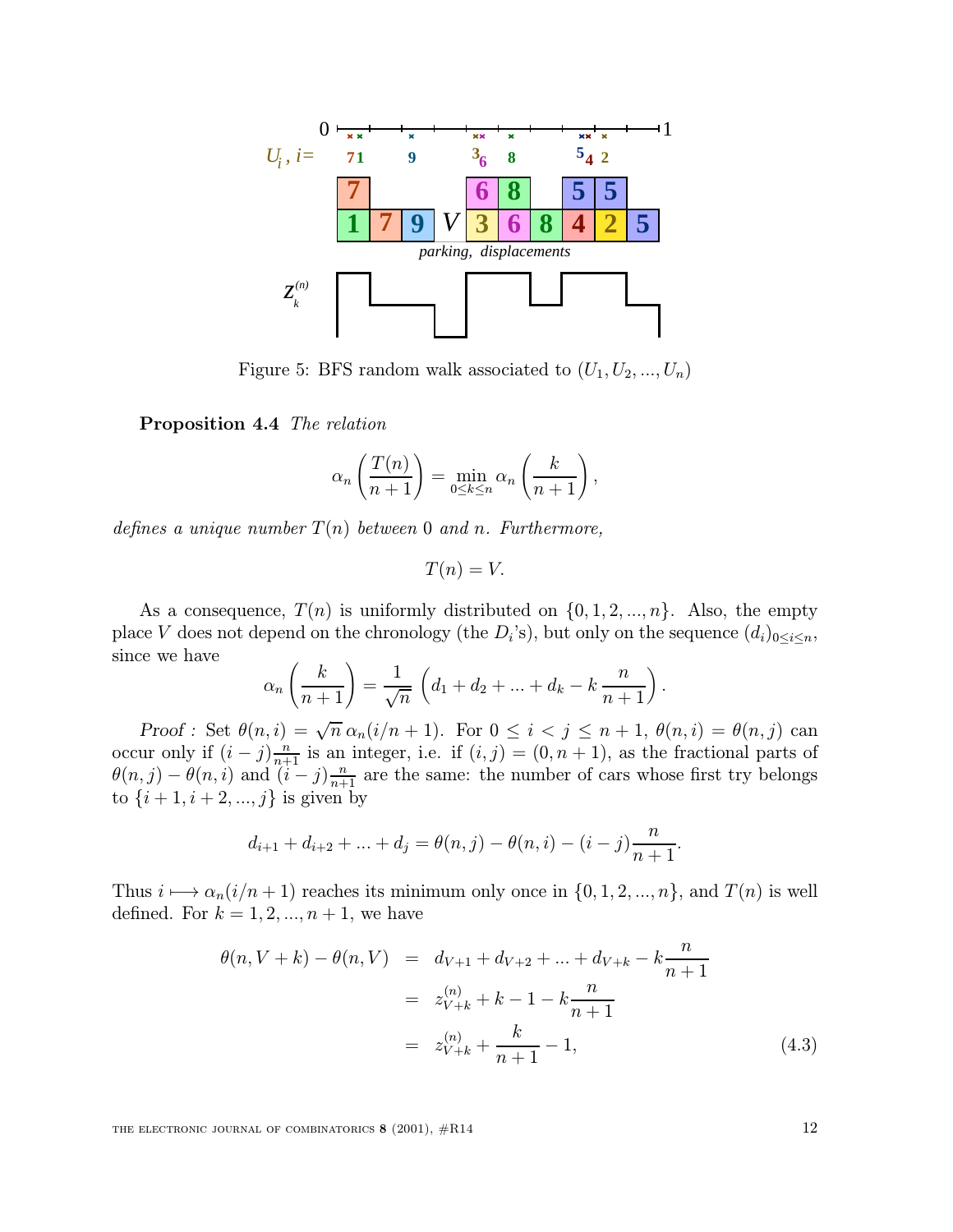Figure 5: BFS random walk associated to $(U_1, U_2, ..., U_n)$

**Proposition 4.4** *The relation*

$$\alpha_n\left(\frac{T(n)}{n+1}\right) = \min_{0\le k\le n} \alpha_n\left(\frac{k}{n+1}\right),$$

*defines a unique number $T(n)$ between 0 and $n$. Furthermore,*

$$T(n) = V.$$

As a consequence, $T(n)$ is uniformly distributed on $\{0, 1, 2, ..., n\}$. Also, the empty place $V$ does not depend on the chronology (the $D_i$'s), but only on the sequence $(d_i)_{0\le i\le n}$, since we have

$$\alpha_n\left(\frac{k}{n+1}\right) = \frac{1}{\sqrt{n}}\left(d_1 + d_2 + ... + d_k - k\,\frac{n}{n+1}\right).$$

*Proof :* Set $\theta(n,i) = \sqrt{n}\,\alpha_n(i/n+1)$. For $0 \le i < j \le n+1$, $\theta(n,i) = \theta(n,j)$ can occur only if $(i-j)\frac{n}{n+1}$ is an integer, i.e. if $(i,j) = (0, n+1)$, as the fractional parts of $\theta(n,j) - \theta(n,i)$ and $(i-j)\frac{n}{n+1}$ are the same: the number of cars whose first try belongs to $\{i+1, i+2, ..., j\}$ is given by

$$d_{i+1} + d_{i+2} + ... + d_j = \theta(n,j) - \theta(n,i) - (i-j)\frac{n}{n+1}.$$

Thus $i \longmapsto \alpha_n(i/n+1)$ reaches its minimum only once in $\{0, 1, 2, ..., n\}$, and $T(n)$ is well defined. For $k = 1, 2, ..., n+1$, we have

$$\begin{aligned}
\theta(n, V+k) - \theta(n, V) &= d_{V+1} + d_{V+2} + ... + d_{V+k} - k\frac{n}{n+1} \\
&= z^{(n)}_{V+k} + k - 1 - k\frac{n}{n+1} \\
&= z^{(n)}_{V+k} + \frac{k}{n+1} - 1,
\end{aligned} \qquad (4.3)$$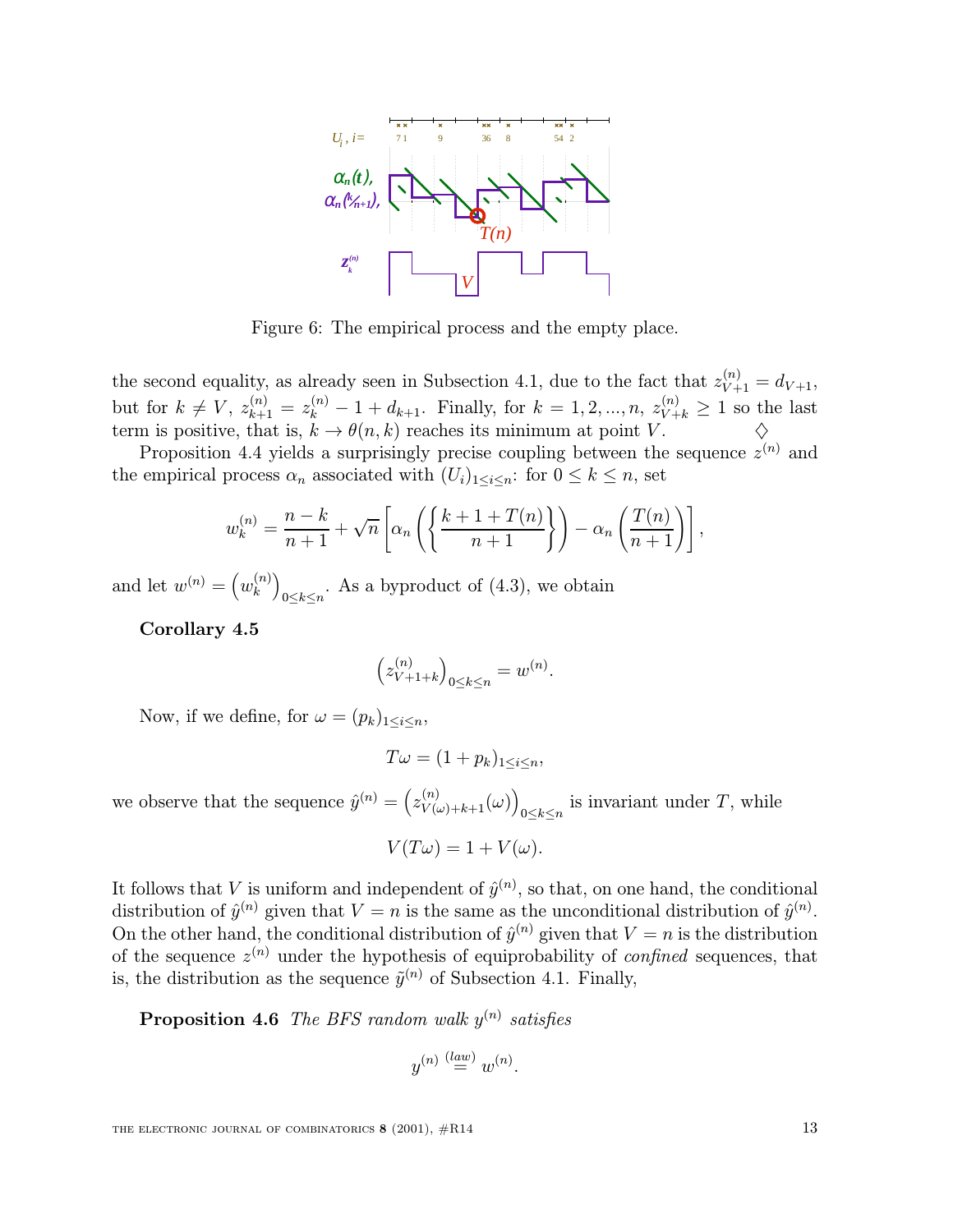Figure 6: The empirical process and the empty place.

the second equality, as already seen in Subsection 4.1, due to the fact that $z_{V+1}^{(n)} = d_{V+1}$, but for $k \neq V$, $z_{k+1}^{(n)} = z_k^{(n)} - 1 + d_{k+1}$. Finally, for $k = 1, 2, ..., n$, $z_{V+k}^{(n)} \geq 1$ so the last term is positive, that is, $k \to \theta(n, k)$ reaches its minimum at point $V$. $\diamondsuit$

Proposition 4.4 yields a surprisingly precise coupling between the sequence $z^{(n)}$ and the empirical process $\alpha_n$ associated with $(U_i)_{1 \leq i \leq n}$: for $0 \leq k \leq n$, set

$$w_k^{(n)} = \frac{n-k}{n+1} + \sqrt{n}\left[\alpha_n\left(\left\{\frac{k+1+T(n)}{n+1}\right\}\right) - \alpha_n\left(\frac{T(n)}{n+1}\right)\right],$$

and let $w^{(n)} = \left(w_k^{(n)}\right)_{0 \leq k \leq n}$. As a byproduct of (4.3), we obtain

**Corollary 4.5**

$$\left(z_{V+1+k}^{(n)}\right)_{0 \leq k \leq n} = w^{(n)}.$$

Now, if we define, for $\omega = (p_k)_{1 \leq i \leq n}$,

$$T\omega = (1 + p_k)_{1 \leq i \leq n},$$

we observe that the sequence $\hat{y}^{(n)} = \left(z_{V(\omega)+k+1}^{(n)}(\omega)\right)_{0 \leq k \leq n}$ is invariant under $T$, while

$$V(T\omega) = 1 + V(\omega).$$

It follows that $V$ is uniform and independent of $\hat{y}^{(n)}$, so that, on one hand, the conditional distribution of $\hat{y}^{(n)}$ given that $V = n$ is the same as the unconditional distribution of $\hat{y}^{(n)}$. On the other hand, the conditional distribution of $\hat{y}^{(n)}$ given that $V = n$ is the distribution of the sequence $z^{(n)}$ under the hypothesis of equiprobability of *confined* sequences, that is, the distribution as the sequence $\tilde{y}^{(n)}$ of Subsection 4.1. Finally,

**Proposition 4.6** *The BFS random walk $y^{(n)}$ satisfies*

$$y^{(n)} \stackrel{(law)}{=} w^{(n)}.$$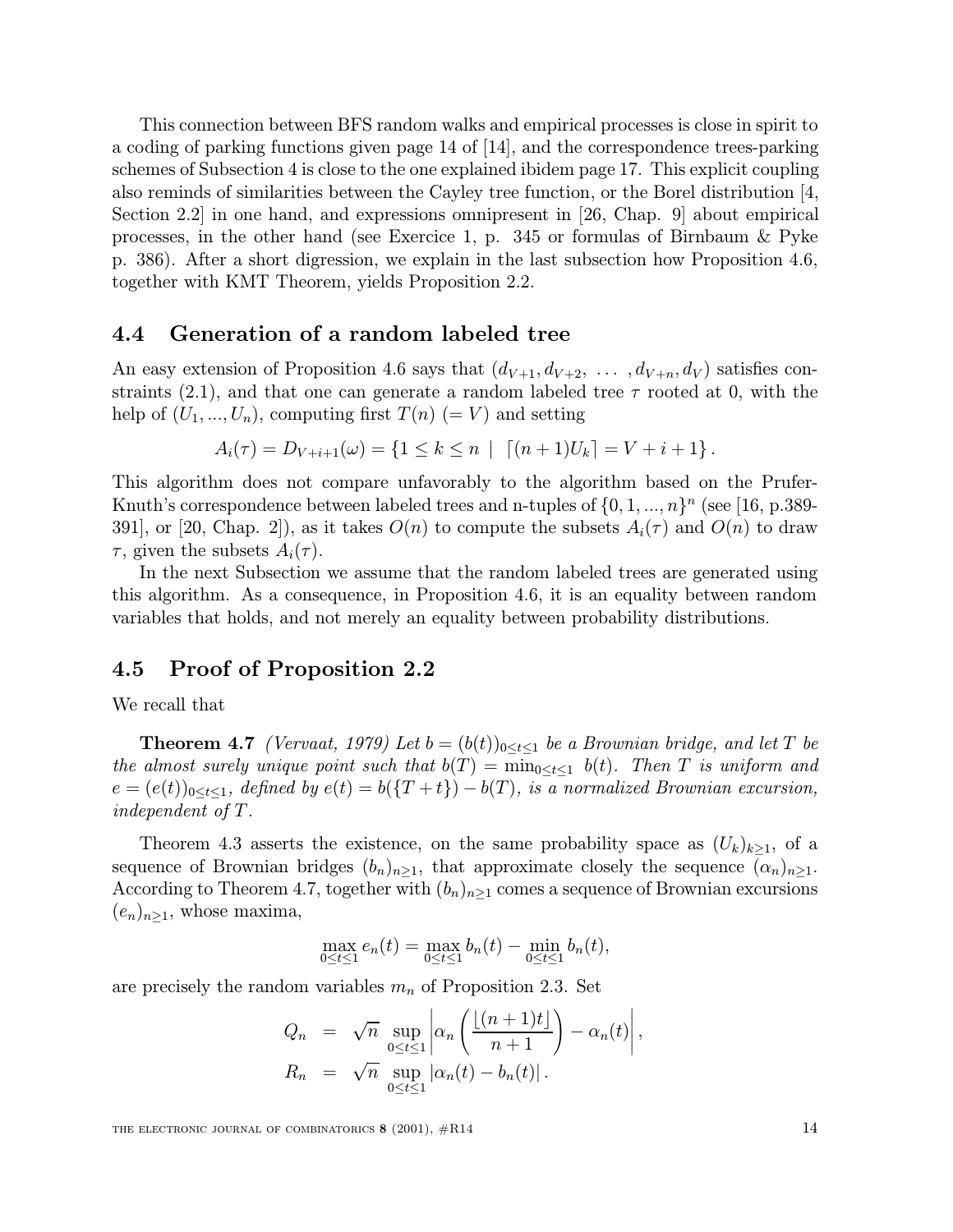This connection between BFS random walks and empirical processes is close in spirit to a coding of parking functions given page 14 of [14], and the correspondence trees-parking schemes of Subsection 4 is close to the one explained ibidem page 17. This explicit coupling also reminds of similarities between the Cayley tree function, or the Borel distribution [4, Section 2.2] in one hand, and expressions omnipresent in [26, Chap. 9] about empirical processes, in the other hand (see Exercice 1, p. 345 or formulas of Birnbaum & Pyke p. 386). After a short digression, we explain in the last subsection how Proposition 4.6, together with KMT Theorem, yields Proposition 2.2.

## 4.4 Generation of a random labeled tree

An easy extension of Proposition 4.6 says that $(d_{V+1}, d_{V+2}, \ \dots \ , d_{V+n}, d_V)$ satisfies constraints (2.1), and that one can generate a random labeled tree $\tau$ rooted at 0, with the help of $(U_1, ..., U_n)$, computing first $T(n)$ $(= V)$ and setting

$$A_i(\tau) = D_{V+i+1}(\omega) = \{1 \leq k \leq n \ \mid \ \lceil (n+1)U_k \rceil = V + i + 1\}.$$

This algorithm does not compare unfavorably to the algorithm based on the Prufer-Knuth's correspondence between labeled trees and n-tuples of $\{0, 1, ..., n\}^n$ (see [16, p.389-391], or [20, Chap. 2]), as it takes $O(n)$ to compute the subsets $A_i(\tau)$ and $O(n)$ to draw $\tau$, given the subsets $A_i(\tau)$.

In the next Subsection we assume that the random labeled trees are generated using this algorithm. As a consequence, in Proposition 4.6, it is an equality between random variables that holds, and not merely an equality between probability distributions.

## 4.5 Proof of Proposition 2.2

We recall that

**Theorem 4.7** *(Vervaat, 1979) Let $b = (b(t))_{0 \leq t \leq 1}$ be a Brownian bridge, and let $T$ be the almost surely unique point such that $b(T) = \min_{0 \leq t \leq 1} \ b(t)$. Then $T$ is uniform and $e = (e(t))_{0 \leq t \leq 1}$, defined by $e(t) = b(\{T + t\}) - b(T)$, is a normalized Brownian excursion, independent of $T$.*

Theorem 4.3 asserts the existence, on the same probability space as $(U_k)_{k \geq 1}$, of a sequence of Brownian bridges $(b_n)_{n \geq 1}$, that approximate closely the sequence $(\alpha_n)_{n \geq 1}$. According to Theorem 4.7, together with $(b_n)_{n \geq 1}$ comes a sequence of Brownian excursions $(e_n)_{n \geq 1}$, whose maxima,

$$\max_{0 \leq t \leq 1} e_n(t) = \max_{0 \leq t \leq 1} b_n(t) - \min_{0 \leq t \leq 1} b_n(t),$$

are precisely the random variables $m_n$ of Proposition 2.3. Set

$$\begin{aligned}
Q_n &= \sqrt{n} \ \sup_{0 \leq t \leq 1} \left| \alpha_n \left( \frac{\lfloor (n+1)t \rfloor}{n+1} \right) - \alpha_n(t) \right|, \\
R_n &= \sqrt{n} \ \sup_{0 \leq t \leq 1} \left| \alpha_n(t) - b_n(t) \right|.
\end{aligned}$$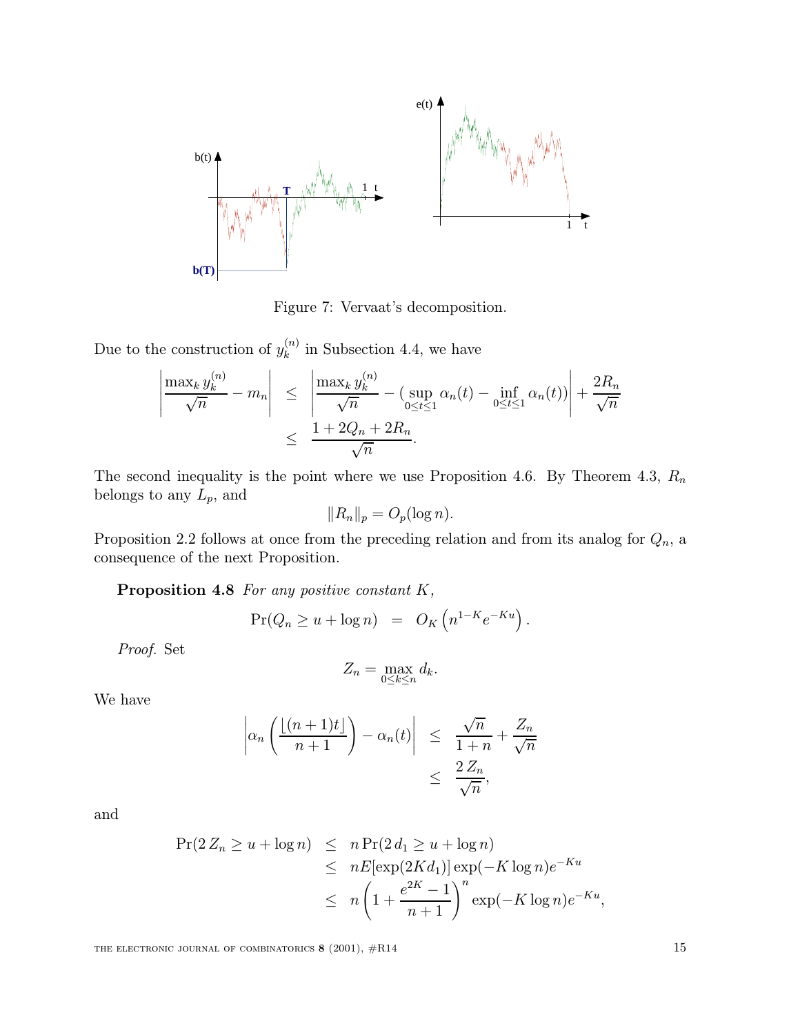Figure 7: Vervaat's decomposition.

Due to the construction of $y_k^{(n)}$ in Subsection 4.4, we have

$$
\begin{aligned}
\left|\frac{\max_k y_k^{(n)}}{\sqrt{n}} - m_n\right| &\leq \left|\frac{\max_k y_k^{(n)}}{\sqrt{n}} - (\sup_{0\leq t\leq 1} \alpha_n(t) - \inf_{0\leq t\leq 1} \alpha_n(t))\right| + \frac{2R_n}{\sqrt{n}} \\
&\leq \frac{1 + 2Q_n + 2R_n}{\sqrt{n}}.
\end{aligned}
$$

The second inequality is the point where we use Proposition 4.6. By Theorem 4.3, $R_n$ belongs to any $L_p$, and

$$\|R_n\|_p = O_p(\log n).$$

Proposition 2.2 follows at once from the preceding relation and from its analog for $Q_n$, a consequence of the next Proposition.

**Proposition 4.8** *For any positive constant $K$,*

$$\Pr(Q_n \geq u + \log n) \;=\; O_K\left(n^{1-K} e^{-Ku}\right).$$

*Proof.* Set

$$Z_n = \max_{0\leq k\leq n} d_k.$$

We have

$$
\begin{aligned}
\left|\alpha_n\left(\frac{\lfloor (n+1)t\rfloor}{n+1}\right) - \alpha_n(t)\right| &\leq \frac{\sqrt{n}}{1+n} + \frac{Z_n}{\sqrt{n}} \\
&\leq \frac{2\,Z_n}{\sqrt{n}},
\end{aligned}
$$

and

$$
\begin{aligned}
\Pr(2\,Z_n \geq u + \log n) &\leq n\Pr(2\,d_1 \geq u + \log n) \\
&\leq nE[\exp(2Kd_1)]\exp(-K\log n)e^{-Ku} \\
&\leq n\left(1 + \frac{e^{2K} - 1}{n+1}\right)^n \exp(-K\log n)e^{-Ku},
\end{aligned}
$$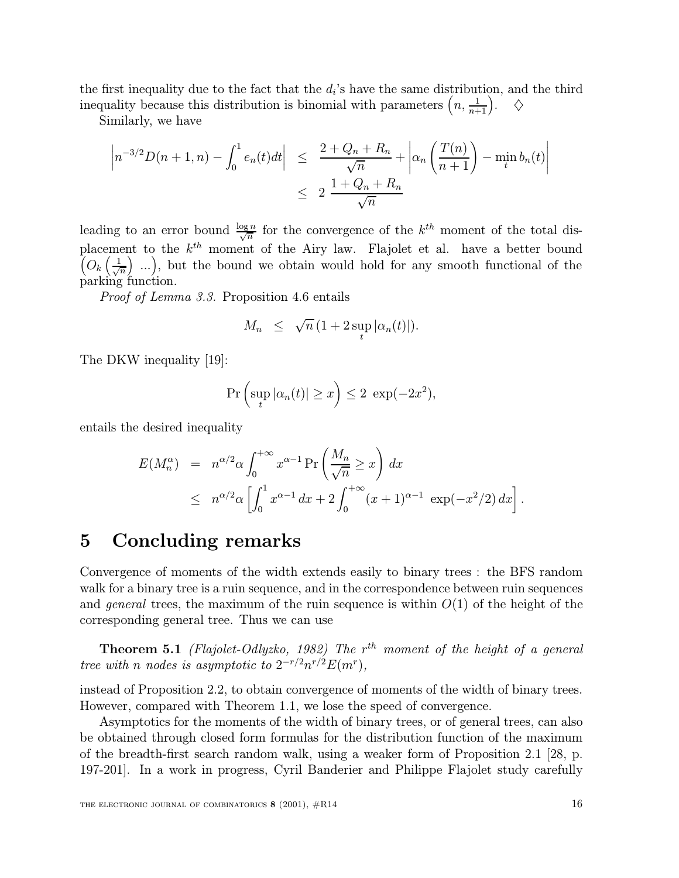the first inequality due to the fact that the $d_i$'s have the same distribution, and the third inequality because this distribution is binomial with parameters $\left(n, \frac{1}{n+1}\right)$. $\diamondsuit$

Similarly, we have

$$
\begin{aligned}
\left| n^{-3/2} D(n+1, n) - \int_0^1 e_n(t) dt \right| &\leq \frac{2 + Q_n + R_n}{\sqrt{n}} + \left| \alpha_n \left( \frac{T(n)}{n+1} \right) - \min_t b_n(t) \right| \\
&\leq 2 \ \frac{1 + Q_n + R_n}{\sqrt{n}}
\end{aligned}
$$

leading to an error bound $\frac{\log n}{\sqrt{n}}$ for the convergence of the $k^{th}$ moment of the total displacement to the $k^{th}$ moment of the Airy law. Flajolet et al. have a better bound $\left(O_k\left(\frac{1}{\sqrt{n}}\right) \ ...\right)$, but the bound we obtain would hold for any smooth functional of the parking function.

*Proof of Lemma 3.3.* Proposition 4.6 entails

$$
M_n \ \leq \ \sqrt{n}\,(1 + 2 \sup_t |\alpha_n(t)|).
$$

The DKW inequality [19]:

$$
\Pr\left( \sup_t |\alpha_n(t)| \geq x \right) \leq 2 \ \exp(-2x^2),
$$

entails the desired inequality

$$
\begin{aligned}
E(M_n^\alpha) &= n^{\alpha/2} \alpha \int_0^{+\infty} x^{\alpha - 1} \Pr\left( \frac{M_n}{\sqrt{n}} \geq x \right) dx \\
&\leq n^{\alpha/2} \alpha \left[ \int_0^1 x^{\alpha-1}\, dx + 2 \int_0^{+\infty} (x+1)^{\alpha-1} \ \exp(-x^2/2)\, dx \right].
\end{aligned}
$$

# 5 Concluding remarks

Convergence of moments of the width extends easily to binary trees : the BFS random walk for a binary tree is a ruin sequence, and in the correspondence between ruin sequences and *general* trees, the maximum of the ruin sequence is within $O(1)$ of the height of the corresponding general tree. Thus we can use

**Theorem 5.1** *(Flajolet-Odlyzko, 1982) The $r^{th}$ moment of the height of a general tree with n nodes is asymptotic to $2^{-r/2} n^{r/2} E(m^r)$,*

instead of Proposition 2.2, to obtain convergence of moments of the width of binary trees. However, compared with Theorem 1.1, we lose the speed of convergence.

Asymptotics for the moments of the width of binary trees, or of general trees, can also be obtained through closed form formulas for the distribution function of the maximum of the breadth-first search random walk, using a weaker form of Proposition 2.1 [28, p. 197-201]. In a work in progress, Cyril Banderier and Philippe Flajolet study carefully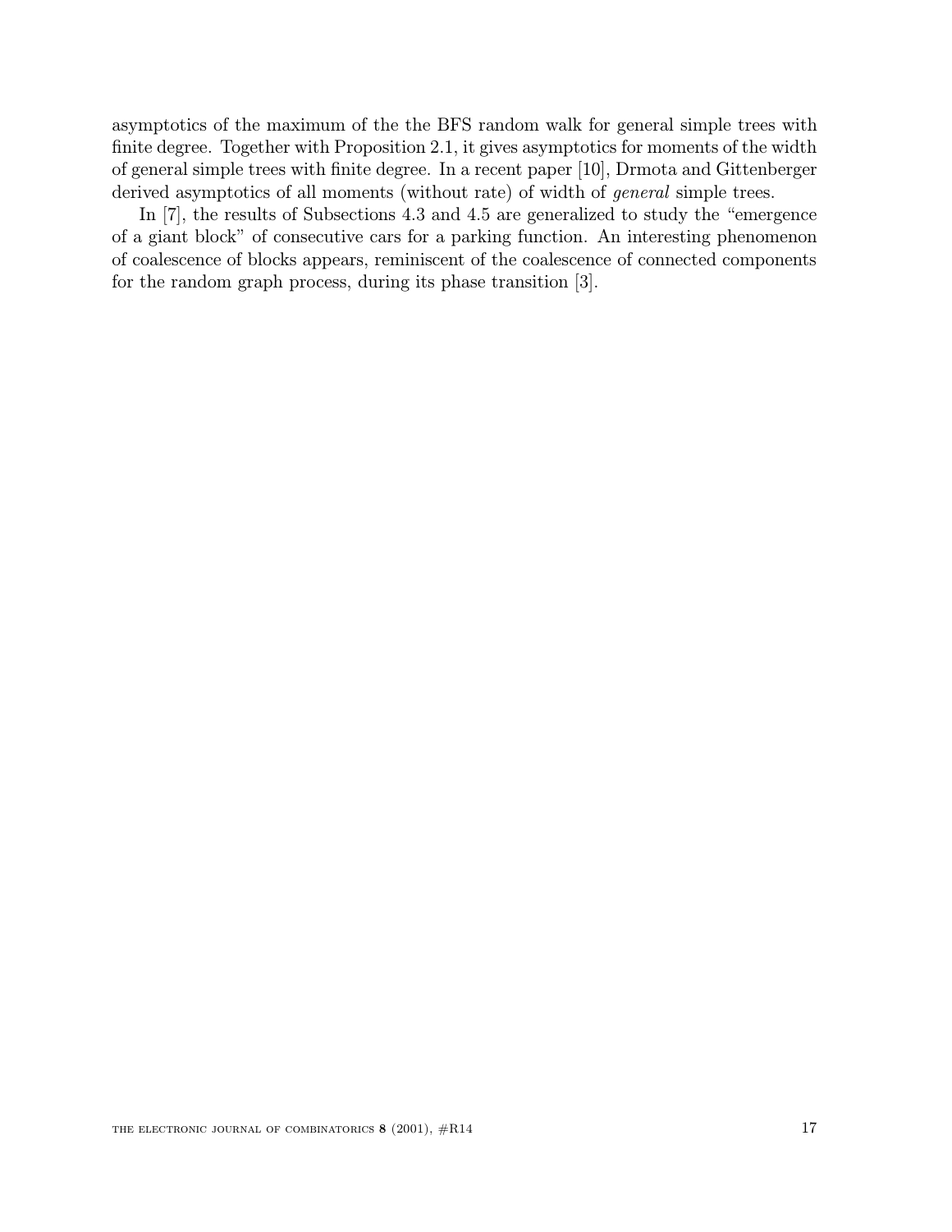asymptotics of the maximum of the the BFS random walk for general simple trees with finite degree. Together with Proposition 2.1, it gives asymptotics for moments of the width of general simple trees with finite degree. In a recent paper [10], Drmota and Gittenberger derived asymptotics of all moments (without rate) of width of *general* simple trees.

In [7], the results of Subsections 4.3 and 4.5 are generalized to study the "emergence of a giant block" of consecutive cars for a parking function. An interesting phenomenon of coalescence of blocks appears, reminiscent of the coalescence of connected components for the random graph process, during its phase transition [3].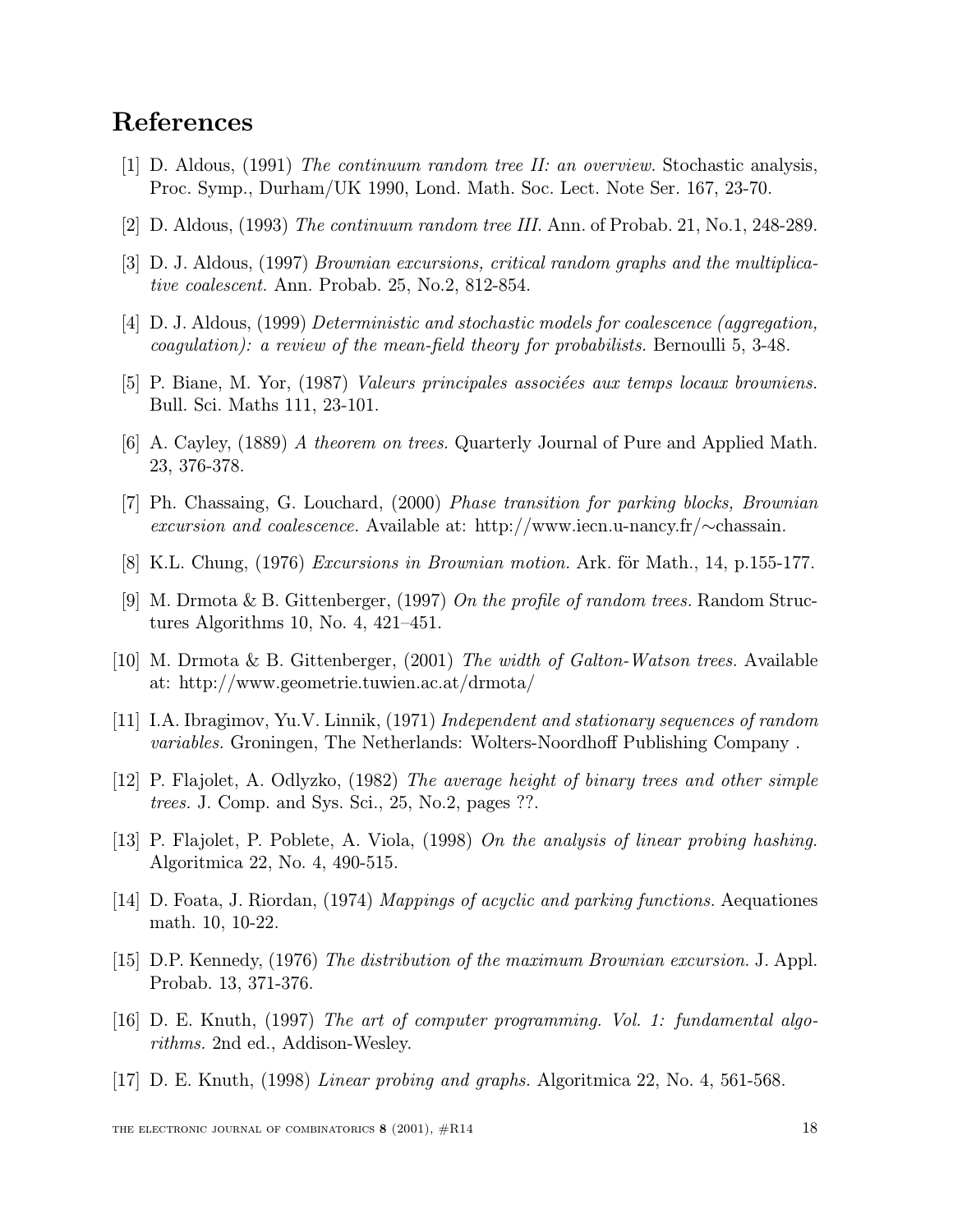## References

[1] D. Aldous, (1991) *The continuum random tree II: an overview.* Stochastic analysis, Proc. Symp., Durham/UK 1990, Lond. Math. Soc. Lect. Note Ser. 167, 23-70.

[2] D. Aldous, (1993) *The continuum random tree III.* Ann. of Probab. 21, No.1, 248-289.

[3] D. J. Aldous, (1997) *Brownian excursions, critical random graphs and the multiplicative coalescent.* Ann. Probab. 25, No.2, 812-854.

[4] D. J. Aldous, (1999) *Deterministic and stochastic models for coalescence (aggregation, coagulation): a review of the mean-field theory for probabilists.* Bernoulli 5, 3-48.

[5] P. Biane, M. Yor, (1987) *Valeurs principales associées aux temps locaux browniens.* Bull. Sci. Maths 111, 23-101.

[6] A. Cayley, (1889) *A theorem on trees.* Quarterly Journal of Pure and Applied Math. 23, 376-378.

[7] Ph. Chassaing, G. Louchard, (2000) *Phase transition for parking blocks, Brownian excursion and coalescence.* Available at: http://www.iecn.u-nancy.fr/∼chassain.

[8] K.L. Chung, (1976) *Excursions in Brownian motion.* Ark. för Math., 14, p.155-177.

[9] M. Drmota & B. Gittenberger, (1997) *On the profile of random trees.* Random Structures Algorithms 10, No. 4, 421–451.

[10] M. Drmota & B. Gittenberger, (2001) *The width of Galton-Watson trees.* Available at: http://www.geometrie.tuwien.ac.at/drmota/

[11] I.A. Ibragimov, Yu.V. Linnik, (1971) *Independent and stationary sequences of random variables.* Groningen, The Netherlands: Wolters-Noordhoff Publishing Company .

[12] P. Flajolet, A. Odlyzko, (1982) *The average height of binary trees and other simple trees.* J. Comp. and Sys. Sci., 25, No.2, pages ??.

[13] P. Flajolet, P. Poblete, A. Viola, (1998) *On the analysis of linear probing hashing.* Algoritmica 22, No. 4, 490-515.

[14] D. Foata, J. Riordan, (1974) *Mappings of acyclic and parking functions.* Aequationes math. 10, 10-22.

[15] D.P. Kennedy, (1976) *The distribution of the maximum Brownian excursion.* J. Appl. Probab. 13, 371-376.

[16] D. E. Knuth, (1997) *The art of computer programming. Vol. 1: fundamental algorithms.* 2nd ed., Addison-Wesley.

[17] D. E. Knuth, (1998) *Linear probing and graphs.* Algoritmica 22, No. 4, 561-568.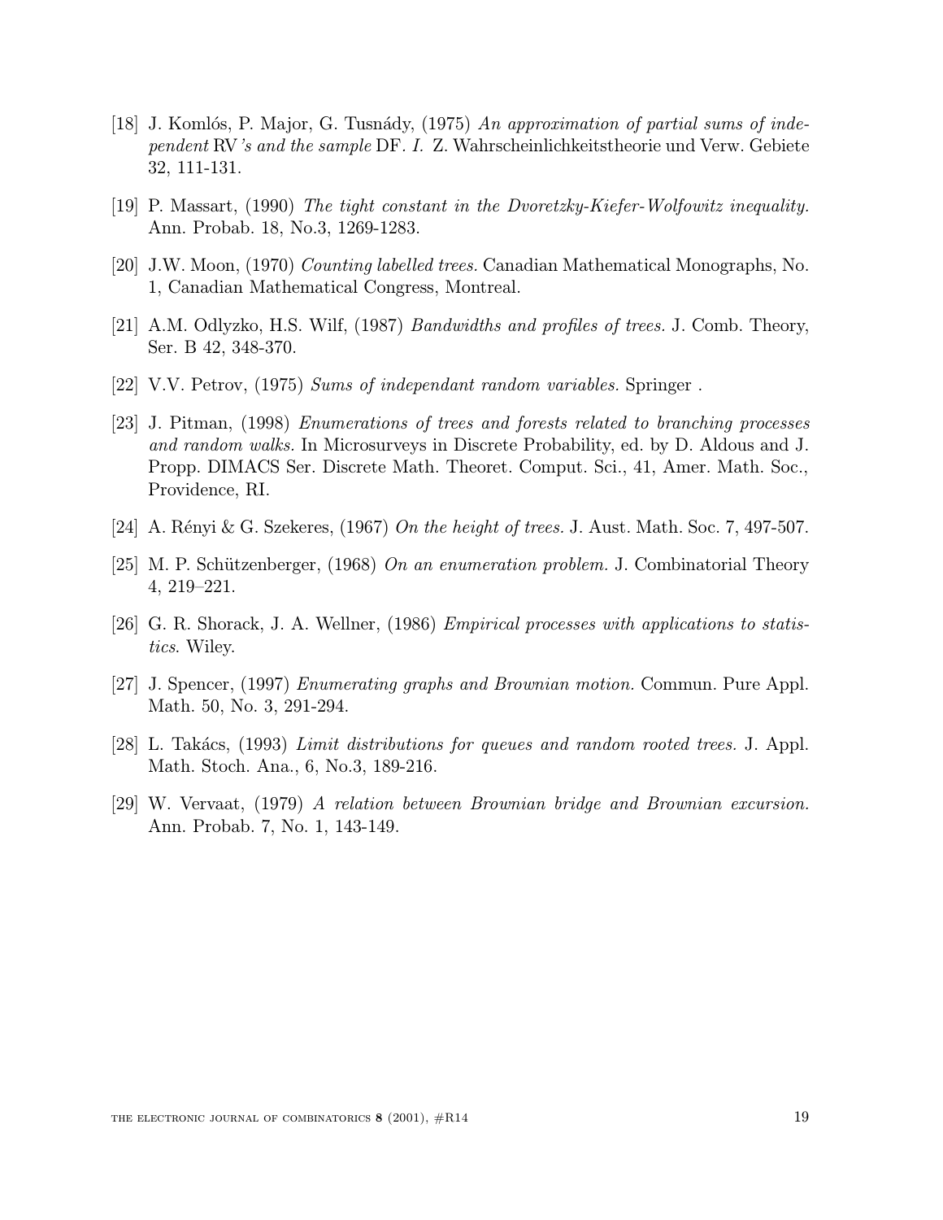[18] J. Komlós, P. Major, G. Tusnády, (1975) *An approximation of partial sums of independent* RV*'s and the sample* DF*. I.* Z. Wahrscheinlichkeitstheorie und Verw. Gebiete 32, 111-131.

[19] P. Massart, (1990) *The tight constant in the Dvoretzky-Kiefer-Wolfowitz inequality.* Ann. Probab. 18, No.3, 1269-1283.

[20] J.W. Moon, (1970) *Counting labelled trees.* Canadian Mathematical Monographs, No. 1, Canadian Mathematical Congress, Montreal.

[21] A.M. Odlyzko, H.S. Wilf, (1987) *Bandwidths and profiles of trees.* J. Comb. Theory, Ser. B 42, 348-370.

[22] V.V. Petrov, (1975) *Sums of independant random variables.* Springer .

[23] J. Pitman, (1998) *Enumerations of trees and forests related to branching processes and random walks.* In Microsurveys in Discrete Probability, ed. by D. Aldous and J. Propp. DIMACS Ser. Discrete Math. Theoret. Comput. Sci., 41, Amer. Math. Soc., Providence, RI.

[24] A. Rényi & G. Szekeres, (1967) *On the height of trees.* J. Aust. Math. Soc. 7, 497-507.

[25] M. P. Schützenberger, (1968) *On an enumeration problem.* J. Combinatorial Theory 4, 219–221.

[26] G. R. Shorack, J. A. Wellner, (1986) *Empirical processes with applications to statistics*. Wiley.

[27] J. Spencer, (1997) *Enumerating graphs and Brownian motion.* Commun. Pure Appl. Math. 50, No. 3, 291-294.

[28] L. Takács, (1993) *Limit distributions for queues and random rooted trees.* J. Appl. Math. Stoch. Ana., 6, No.3, 189-216.

[29] W. Vervaat, (1979) *A relation between Brownian bridge and Brownian excursion.* Ann. Probab. 7, No. 1, 143-149.